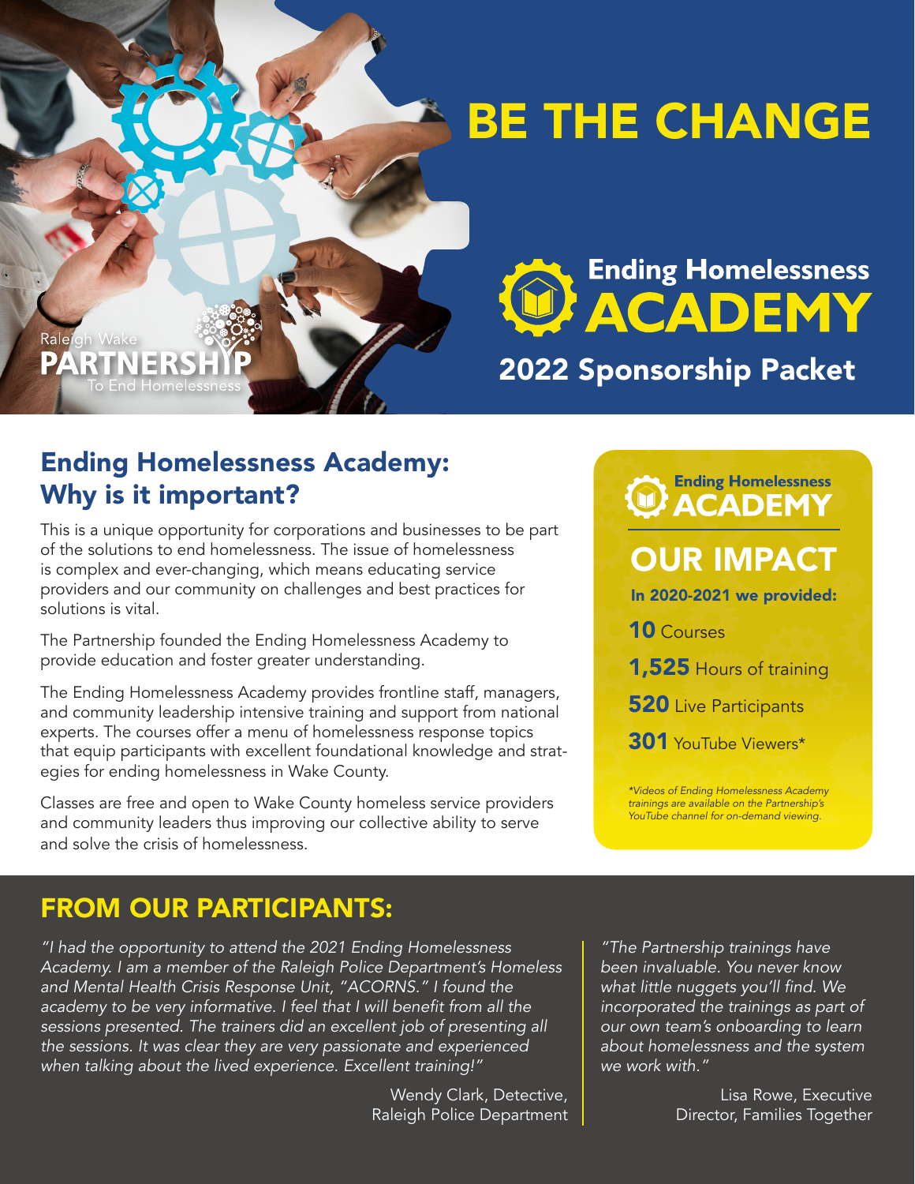# BE THE CHANGE

Raleigh Wake PARTNERSHIP To End Homelessness

## Ending Homelessness ACADEMY

## 2022 Sponsorship Packet

## Ending Homelessness Academy: Why is it important?

This is a unique opportunity for corporations and businesses to be part of the solutions to end homelessness. The issue of homelessness is complex and ever-changing, which means educating service providers and our community on challenges and best practices for solutions is vital.

The Partnership founded the Ending Homelessness Academy to provide education and foster greater understanding.

The Ending Homelessness Academy provides frontline staff, managers, and community leadership intensive training and support from national experts. The courses offer a menu of homelessness response topics that equip participants with excellent foundational knowledge and strategies for ending homelessness in Wake County.

Classes are free and open to Wake County homeless service providers and community leaders thus improving our collective ability to serve and solve the crisis of homelessness.

### Ending Homelessness ACADEMY

## OUR IMPACT

**In 2020-2021 we provided:**

**10** Courses

**1,525** Hours of training

**520** Live Participants

**301** YouTube Viewers*

*\*Videos of Ending Homelessness Academy trainings are available on the Partnership's YouTube channel for on-demand viewing.*

## FROM OUR PARTICIPANTS:

*"I had the opportunity to attend the 2021 Ending Homelessness Academy. I am a member of the Raleigh Police Department's Homeless and Mental Health Crisis Response Unit, "ACORNS." I found the academy to be very informative. I feel that I will benefit from all the sessions presented. The trainers did an excellent job of presenting all the sessions. It was clear they are very passionate and experienced when talking about the lived experience. Excellent training!"*

Wendy Clark, Detective, Raleigh Police Department

*"The Partnership trainings have been invaluable. You never know what little nuggets you'll find. We incorporated the trainings as part of our own team's onboarding to learn about homelessness and the system we work with."*

Lisa Rowe, Executive Director, Families Together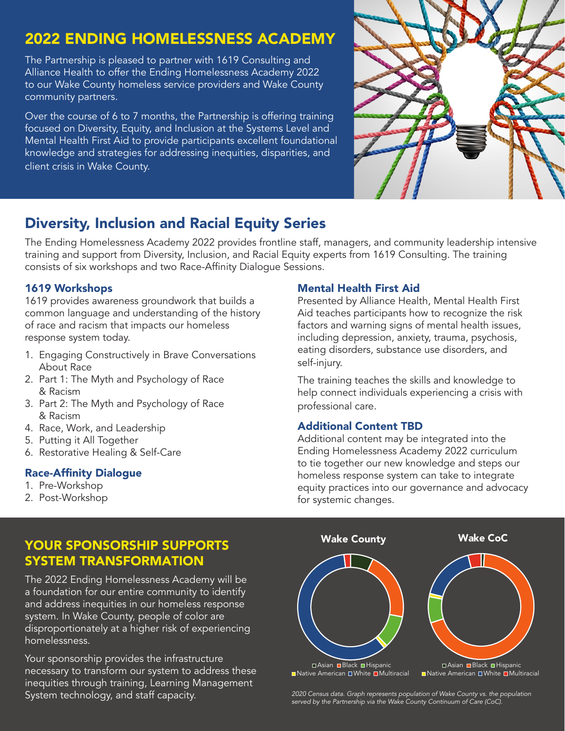# 2022 ENDING HOMELESSNESS ACADEMY

The Partnership is pleased to partner with 1619 Consulting and Alliance Health to offer the Ending Homelessness Academy 2022 to our Wake County homeless service providers and Wake County community partners.

Over the course of 6 to 7 months, the Partnership is offering training focused on Diversity, Equity, and Inclusion at the Systems Level and Mental Health First Aid to provide participants excellent foundational knowledge and strategies for addressing inequities, disparities, and client crisis in Wake County.

## Diversity, Inclusion and Racial Equity Series

The Ending Homelessness Academy 2022 provides frontline staff, managers, and community leadership intensive training and support from Diversity, Inclusion, and Racial Equity experts from 1619 Consulting. The training consists of six workshops and two Race-Affinity Dialogue Sessions.

### 1619 Workshops

1619 provides awareness groundwork that builds a common language and understanding of the history of race and racism that impacts our homeless response system today.

1. Engaging Constructively in Brave Conversations About Race
2. Part 1: The Myth and Psychology of Race & Racism
3. Part 2: The Myth and Psychology of Race & Racism
4. Race, Work, and Leadership
5. Putting it All Together
6. Restorative Healing & Self-Care

### Race-Affinity Dialogue

1. Pre-Workshop
2. Post-Workshop

### Mental Health First Aid

Presented by Alliance Health, Mental Health First Aid teaches participants how to recognize the risk factors and warning signs of mental health issues, including depression, anxiety, trauma, psychosis, eating disorders, substance use disorders, and self-injury.

The training teaches the skills and knowledge to help connect individuals experiencing a crisis with professional care.

### Additional Content TBD

Additional content may be integrated into the Ending Homelessness Academy 2022 curriculum to tie together our new knowledge and steps our homeless response system can take to integrate equity practices into our governance and advocacy for systemic changes.

## YOUR SPONSORSHIP SUPPORTS SYSTEM TRANSFORMATION

The 2022 Ending Homelessness Academy will be a foundation for our entire community to identify and address inequities in our homeless response system. In Wake County, people of color are disproportionately at a higher risk of experiencing homelessness.

Your sponsorship provides the infrastructure necessary to transform our system to address these inequities through training, Learning Management System technology, and staff capacity.

**Wake County** | **Wake CoC**

Asian, Black, Hispanic, Native American, White, Multiracial

*2020 Census data. Graph represents population of Wake County vs. the population served by the Partnership via the Wake County Continuum of Care (CoC).*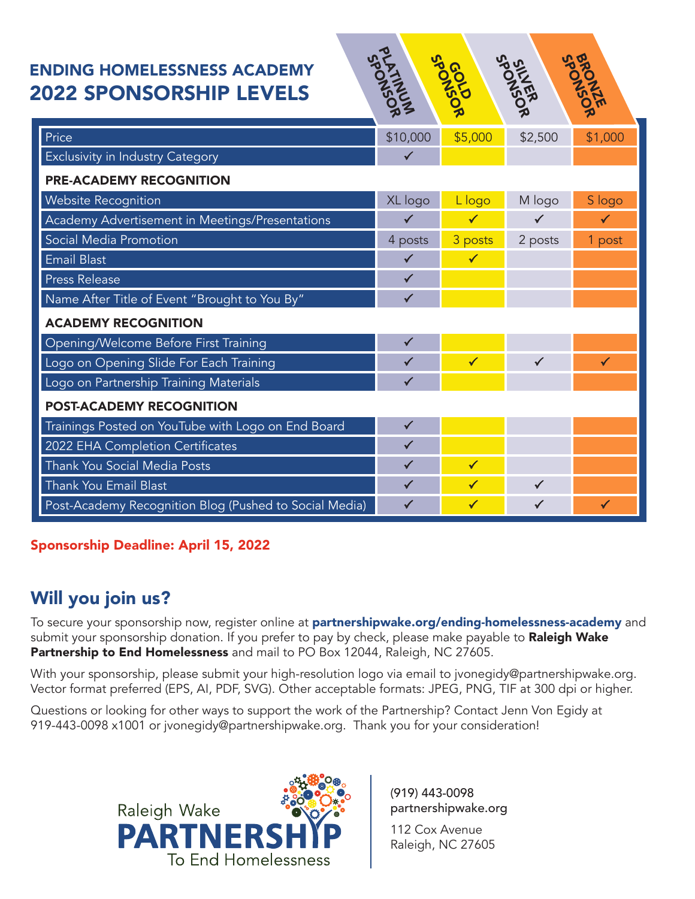# ENDING HOMELESSNESS ACADEMY
# 2022 SPONSORSHIP LEVELS

| | PLATINUM SPONSOR | GOLD SPONSOR | SILVER SPONSOR | BRONZE SPONSOR |
|---|---|---|---|---|
| Price | $10,000 | $5,000 | $2,500 | $1,000 |
| Exclusivity in Industry Category | ✓ | | | |
| **PRE-ACADEMY RECOGNITION** | | | | |
| Website Recognition | XL logo | L logo | M logo | S logo |
| Academy Advertisement in Meetings/Presentations | ✓ | ✓ | ✓ | ✓ |
| Social Media Promotion | 4 posts | 3 posts | 2 posts | 1 post |
| Email Blast | ✓ | ✓ | | |
| Press Release | ✓ | | | |
| Name After Title of Event "Brought to You By" | ✓ | | | |
| **ACADEMY RECOGNITION** | | | | |
| Opening/Welcome Before First Training | ✓ | | | |
| Logo on Opening Slide For Each Training | ✓ | ✓ | ✓ | ✓ |
| Logo on Partnership Training Materials | ✓ | | | |
| **POST-ACADEMY RECOGNITION** | | | | |
| Trainings Posted on YouTube with Logo on End Board | ✓ | | | |
| 2022 EHA Completion Certificates | ✓ | | | |
| Thank You Social Media Posts | ✓ | ✓ | | |
| Thank You Email Blast | ✓ | ✓ | ✓ | |
| Post-Academy Recognition Blog (Pushed to Social Media) | ✓ | ✓ | ✓ | ✓ |

**Sponsorship Deadline: April 15, 2022**

## Will you join us?

To secure your sponsorship now, register online at **partnershipwake.org/ending-homelessness-academy** and submit your sponsorship donation. If you prefer to pay by check, please make payable to **Raleigh Wake Partnership to End Homelessness** and mail to PO Box 12044, Raleigh, NC 27605.

With your sponsorship, please submit your high-resolution logo via email to jvonegidy@partnershipwake.org. Vector format preferred (EPS, AI, PDF, SVG). Other acceptable formats: JPEG, PNG, TIF at 300 dpi or higher.

Questions or looking for other ways to support the work of the Partnership? Contact Jenn Von Egidy at 919-443-0098 x1001 or jvonegidy@partnershipwake.org. Thank you for your consideration!

Raleigh Wake
PARTNERSHIP
To End Homelessness

(919) 443-0098
partnershipwake.org

112 Cox Avenue
Raleigh, NC 27605